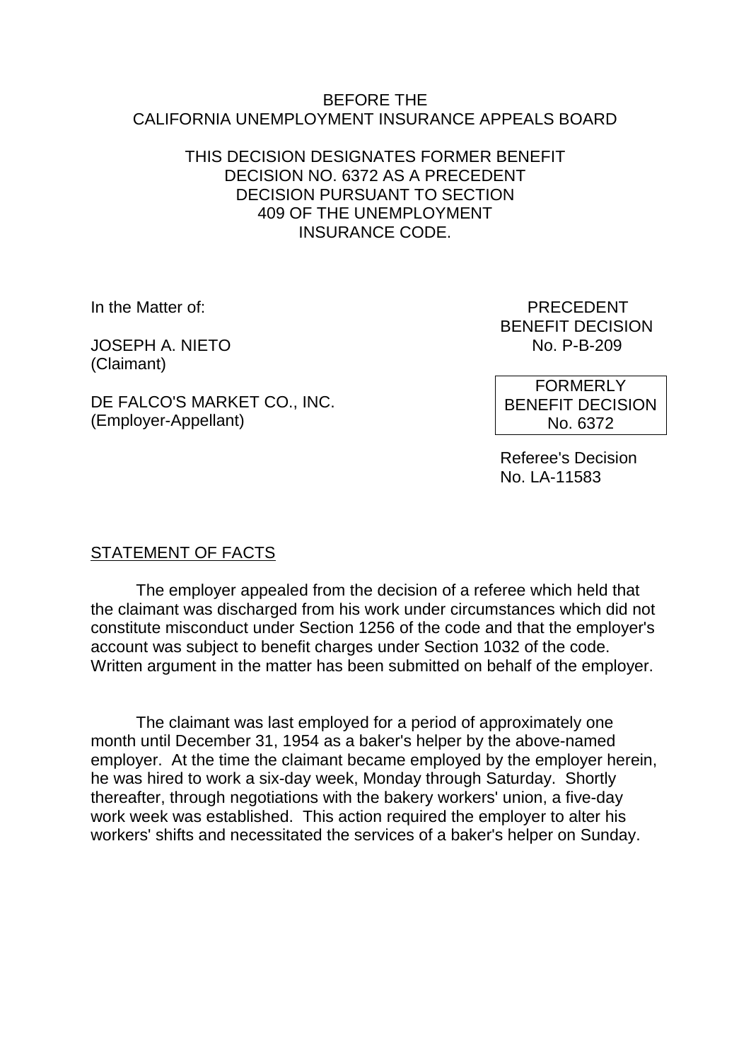BEFORE THE
CALIFORNIA UNEMPLOYMENT INSURANCE APPEALS BOARD

THIS DECISION DESIGNATES FORMER BENEFIT DECISION NO. 6372 AS A PRECEDENT DECISION PURSUANT TO SECTION 409 OF THE UNEMPLOYMENT INSURANCE CODE.

In the Matter of:

JOSEPH A. NIETO
(Claimant)

DE FALCO'S MARKET CO., INC.
(Employer-Appellant)

PRECEDENT
BENEFIT DECISION
No. P-B-209

FORMERLY
BENEFIT DECISION
No. 6372

Referee's Decision
No. LA-11583

STATEMENT OF FACTS

The employer appealed from the decision of a referee which held that the claimant was discharged from his work under circumstances which did not constitute misconduct under Section 1256 of the code and that the employer's account was subject to benefit charges under Section 1032 of the code. Written argument in the matter has been submitted on behalf of the employer.

The claimant was last employed for a period of approximately one month until December 31, 1954 as a baker's helper by the above-named employer. At the time the claimant became employed by the employer herein, he was hired to work a six-day week, Monday through Saturday. Shortly thereafter, through negotiations with the bakery workers' union, a five-day work week was established. This action required the employer to alter his workers' shifts and necessitated the services of a baker's helper on Sunday.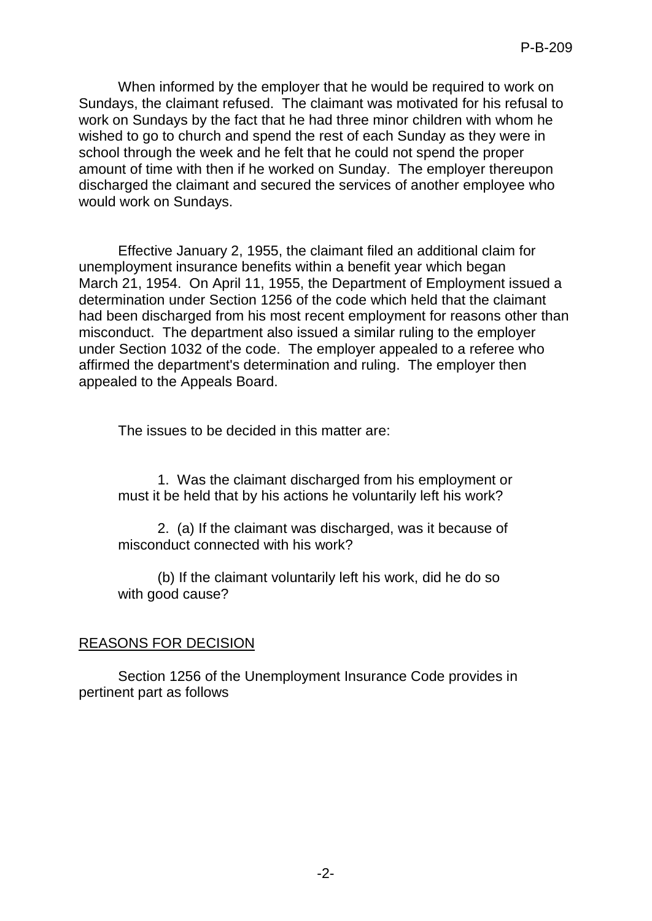When informed by the employer that he would be required to work on Sundays, the claimant refused. The claimant was motivated for his refusal to work on Sundays by the fact that he had three minor children with whom he wished to go to church and spend the rest of each Sunday as they were in school through the week and he felt that he could not spend the proper amount of time with then if he worked on Sunday. The employer thereupon discharged the claimant and secured the services of another employee who would work on Sundays.

Effective January 2, 1955, the claimant filed an additional claim for unemployment insurance benefits within a benefit year which began March 21, 1954. On April 11, 1955, the Department of Employment issued a determination under Section 1256 of the code which held that the claimant had been discharged from his most recent employment for reasons other than misconduct. The department also issued a similar ruling to the employer under Section 1032 of the code. The employer appealed to a referee who affirmed the department's determination and ruling. The employer then appealed to the Appeals Board.

The issues to be decided in this matter are:

1. Was the claimant discharged from his employment or must it be held that by his actions he voluntarily left his work?

2. (a) If the claimant was discharged, was it because of misconduct connected with his work?

(b) If the claimant voluntarily left his work, did he do so with good cause?

## REASONS FOR DECISION

Section 1256 of the Unemployment Insurance Code provides in pertinent part as follows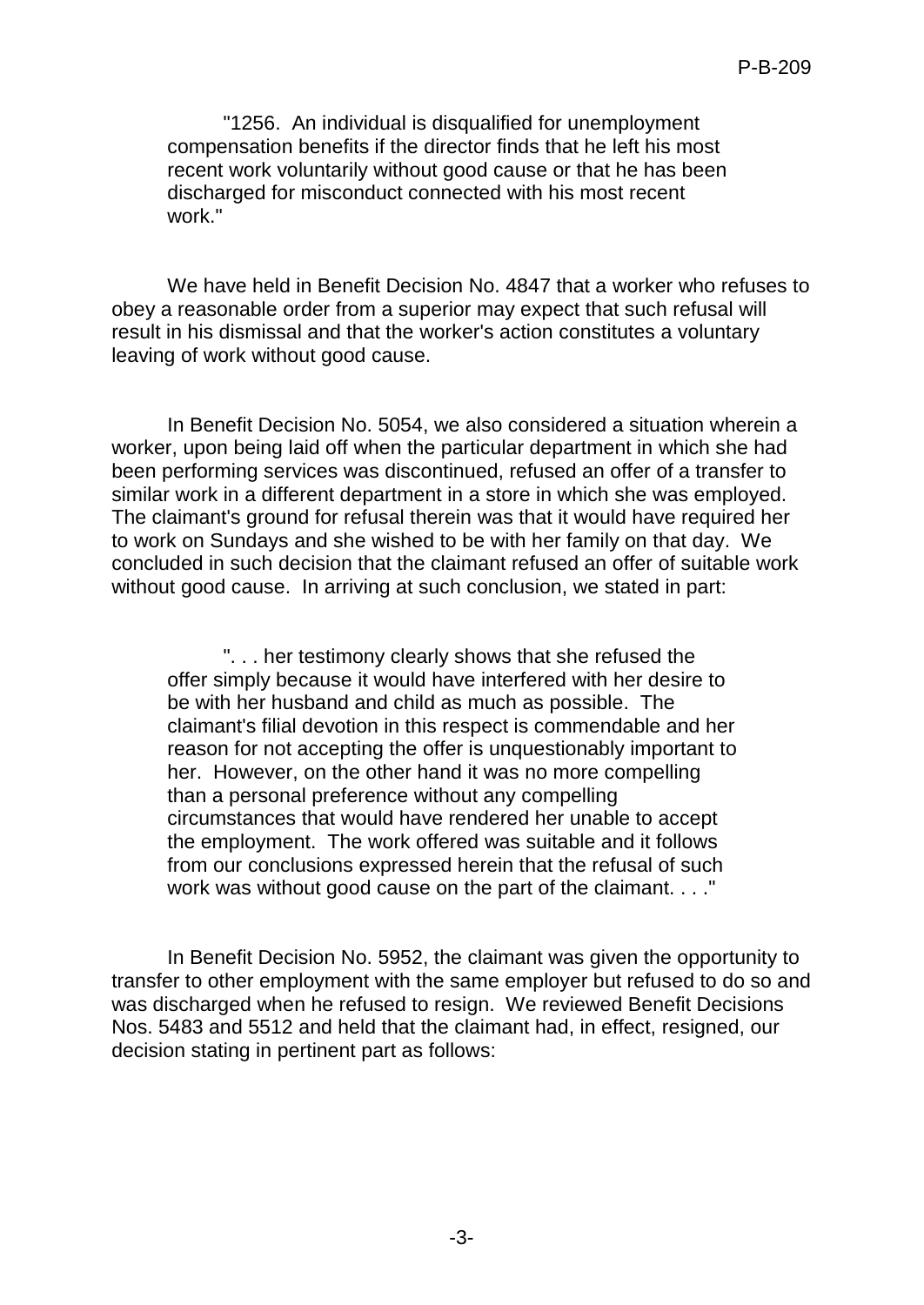"1256. An individual is disqualified for unemployment compensation benefits if the director finds that he left his most recent work voluntarily without good cause or that he has been discharged for misconduct connected with his most recent work."

We have held in Benefit Decision No. 4847 that a worker who refuses to obey a reasonable order from a superior may expect that such refusal will result in his dismissal and that the worker's action constitutes a voluntary leaving of work without good cause.

In Benefit Decision No. 5054, we also considered a situation wherein a worker, upon being laid off when the particular department in which she had been performing services was discontinued, refused an offer of a transfer to similar work in a different department in a store in which she was employed. The claimant's ground for refusal therein was that it would have required her to work on Sundays and she wished to be with her family on that day. We concluded in such decision that the claimant refused an offer of suitable work without good cause. In arriving at such conclusion, we stated in part:

> ". . . her testimony clearly shows that she refused the offer simply because it would have interfered with her desire to be with her husband and child as much as possible. The claimant's filial devotion in this respect is commendable and her reason for not accepting the offer is unquestionably important to her. However, on the other hand it was no more compelling than a personal preference without any compelling circumstances that would have rendered her unable to accept the employment. The work offered was suitable and it follows from our conclusions expressed herein that the refusal of such work was without good cause on the part of the claimant. . . ."

In Benefit Decision No. 5952, the claimant was given the opportunity to transfer to other employment with the same employer but refused to do so and was discharged when he refused to resign. We reviewed Benefit Decisions Nos. 5483 and 5512 and held that the claimant had, in effect, resigned, our decision stating in pertinent part as follows: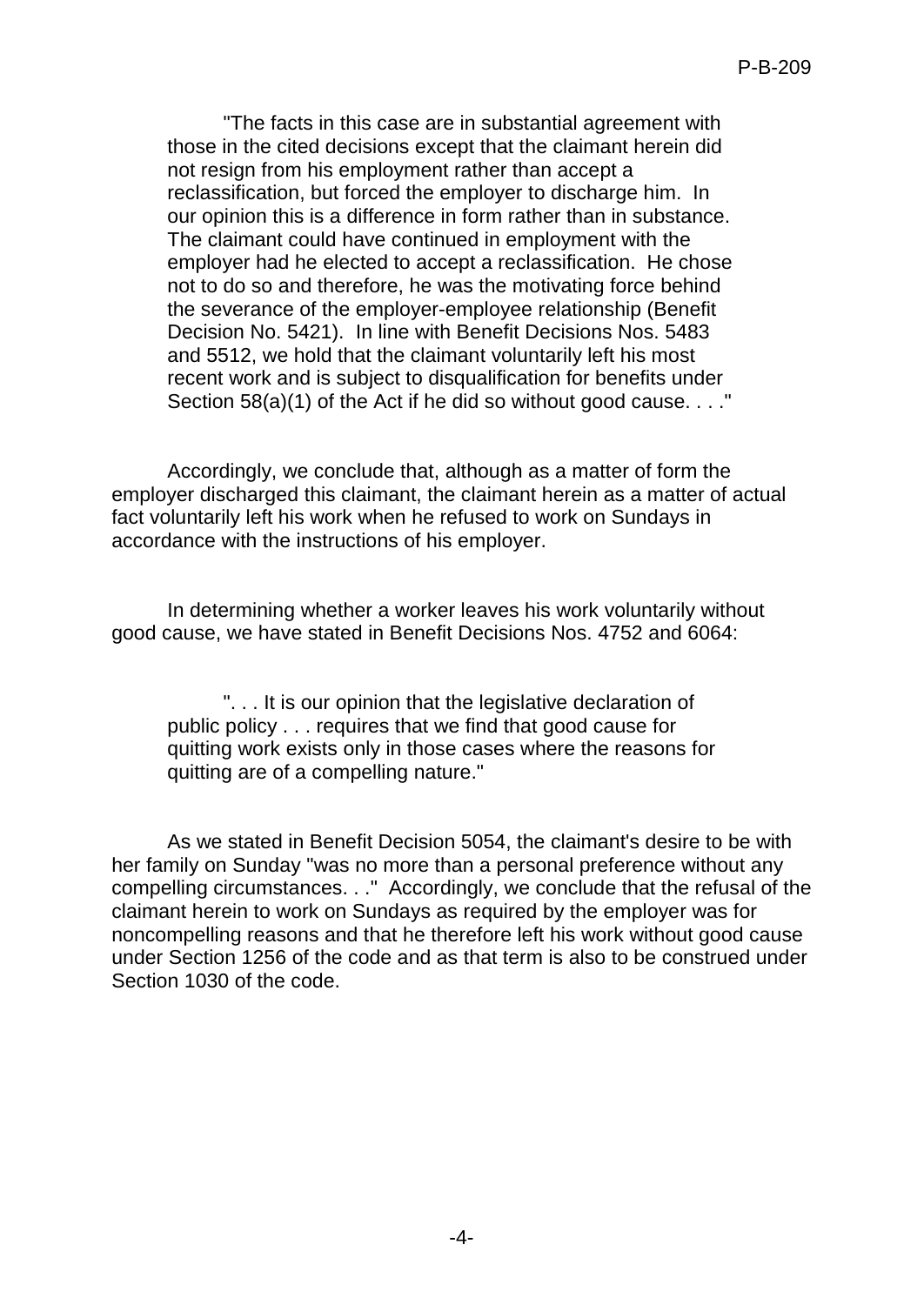> "The facts in this case are in substantial agreement with those in the cited decisions except that the claimant herein did not resign from his employment rather than accept a reclassification, but forced the employer to discharge him. In our opinion this is a difference in form rather than in substance. The claimant could have continued in employment with the employer had he elected to accept a reclassification. He chose not to do so and therefore, he was the motivating force behind the severance of the employer-employee relationship (Benefit Decision No. 5421). In line with Benefit Decisions Nos. 5483 and 5512, we hold that the claimant voluntarily left his most recent work and is subject to disqualification for benefits under Section 58(a)(1) of the Act if he did so without good cause. . . ."

Accordingly, we conclude that, although as a matter of form the employer discharged this claimant, the claimant herein as a matter of actual fact voluntarily left his work when he refused to work on Sundays in accordance with the instructions of his employer.

In determining whether a worker leaves his work voluntarily without good cause, we have stated in Benefit Decisions Nos. 4752 and 6064:

> ". . . It is our opinion that the legislative declaration of public policy . . . requires that we find that good cause for quitting work exists only in those cases where the reasons for quitting are of a compelling nature."

As we stated in Benefit Decision 5054, the claimant's desire to be with her family on Sunday "was no more than a personal preference without any compelling circumstances. . ." Accordingly, we conclude that the refusal of the claimant herein to work on Sundays as required by the employer was for noncompelling reasons and that he therefore left his work without good cause under Section 1256 of the code and as that term is also to be construed under Section 1030 of the code.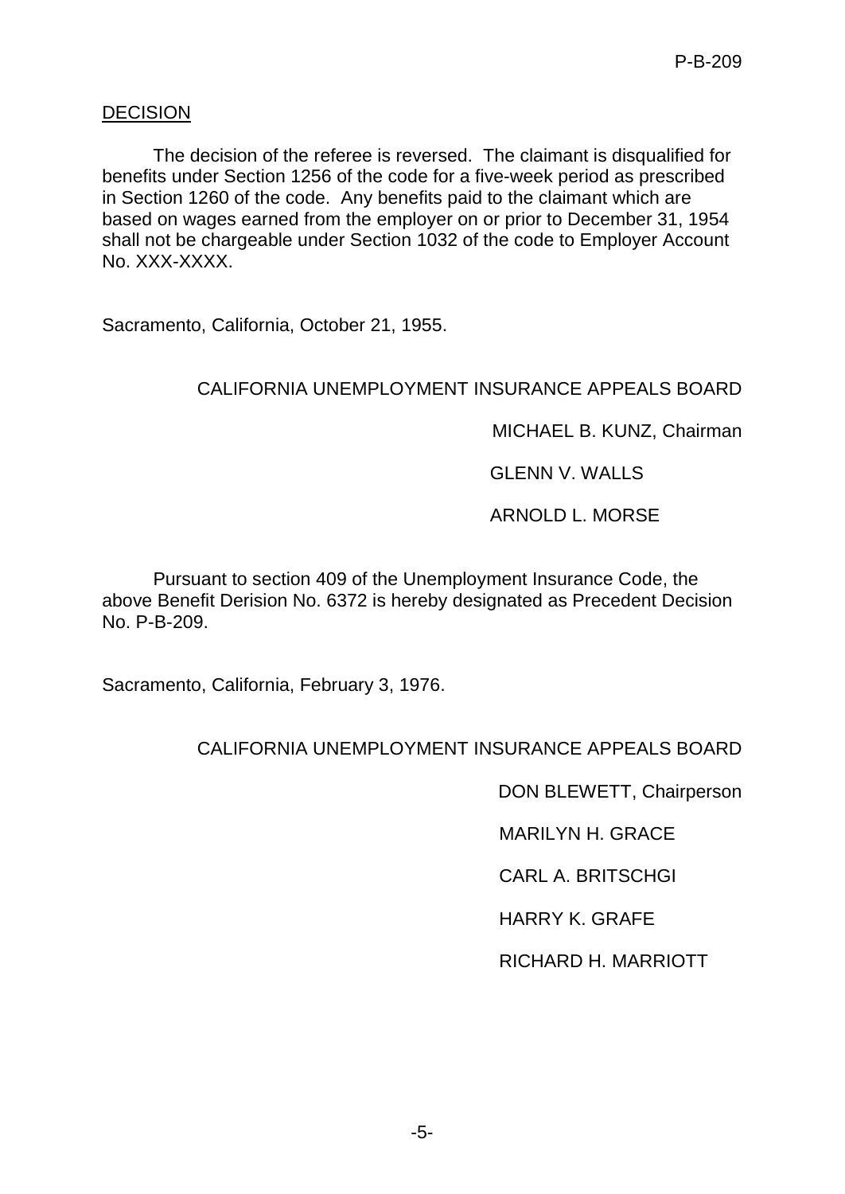DECISION

The decision of the referee is reversed. The claimant is disqualified for benefits under Section 1256 of the code for a five-week period as prescribed in Section 1260 of the code. Any benefits paid to the claimant which are based on wages earned from the employer on or prior to December 31, 1954 shall not be chargeable under Section 1032 of the code to Employer Account No. XXX-XXXX.

Sacramento, California, October 21, 1955.

CALIFORNIA UNEMPLOYMENT INSURANCE APPEALS BOARD

MICHAEL B. KUNZ, Chairman

GLENN V. WALLS

ARNOLD L. MORSE

Pursuant to section 409 of the Unemployment Insurance Code, the above Benefit Derision No. 6372 is hereby designated as Precedent Decision No. P-B-209.

Sacramento, California, February 3, 1976.

CALIFORNIA UNEMPLOYMENT INSURANCE APPEALS BOARD

DON BLEWETT, Chairperson

MARILYN H. GRACE

CARL A. BRITSCHGI

HARRY K. GRAFE

RICHARD H. MARRIOTT